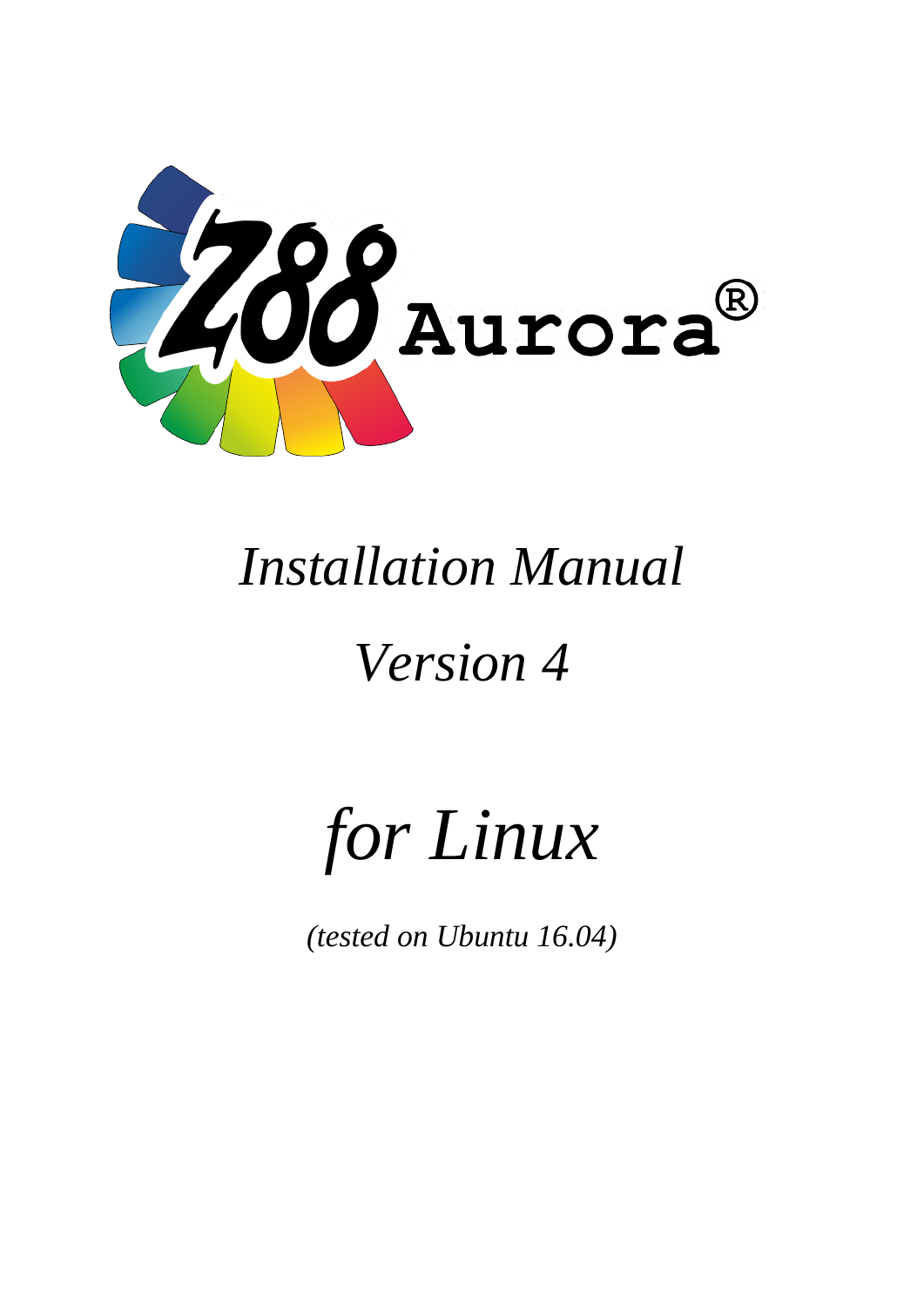Z88 Aurora®

*Installation Manual*

*Version 4*

# *for Linux*

*(tested on Ubuntu 16.04)*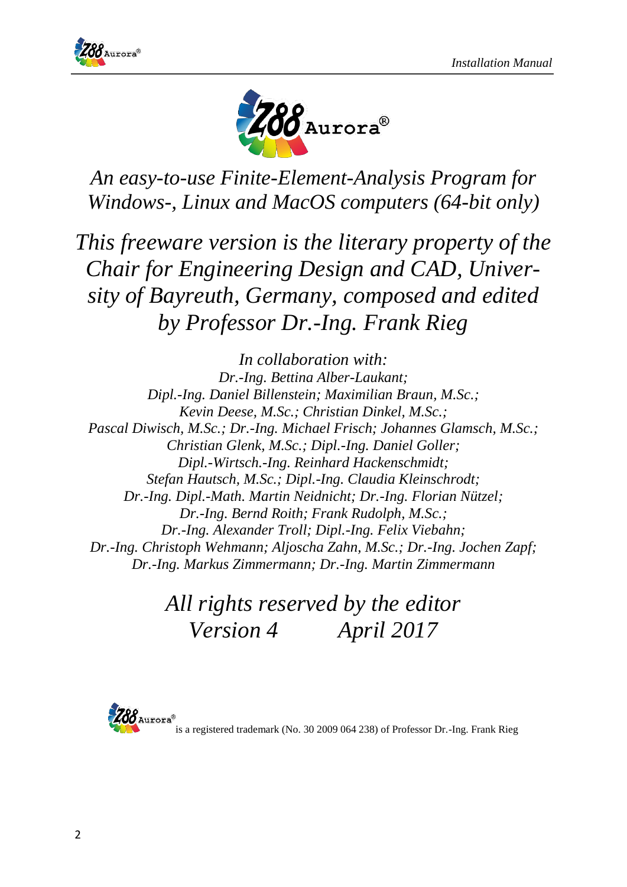*An easy-to-use Finite-Element-Analysis Program for Windows-, Linux and MacOS computers (64-bit only)*

*This freeware version is the literary property of the Chair for Engineering Design and CAD, University of Bayreuth, Germany, composed and edited by Professor Dr.-Ing. Frank Rieg*

*In collaboration with:*
*Dr.-Ing. Bettina Alber-Laukant;*
*Dipl.-Ing. Daniel Billenstein; Maximilian Braun, M.Sc.;*
*Kevin Deese, M.Sc.; Christian Dinkel, M.Sc.;*
*Pascal Diwisch, M.Sc.; Dr.-Ing. Michael Frisch; Johannes Glamsch, M.Sc.;*
*Christian Glenk, M.Sc.; Dipl.-Ing. Daniel Goller;*
*Dipl.-Wirtsch.-Ing. Reinhard Hackenschmidt;*
*Stefan Hautsch, M.Sc.; Dipl.-Ing. Claudia Kleinschrodt;*
*Dr.-Ing. Dipl.-Math. Martin Neidnicht; Dr.-Ing. Florian Nützel;*
*Dr.-Ing. Bernd Roith; Frank Rudolph, M.Sc.;*
*Dr.-Ing. Alexander Troll; Dipl.-Ing. Felix Viebahn;*
*Dr.-Ing. Christoph Wehmann; Aljoscha Zahn, M.Sc.; Dr.-Ing. Jochen Zapf;*
*Dr.-Ing. Markus Zimmermann; Dr.-Ing. Martin Zimmermann*

*All rights reserved by the editor*
*Version 4 April 2017*

Z88 Aurora® is a registered trademark (No. 30 2009 064 238) of Professor Dr.-Ing. Frank Rieg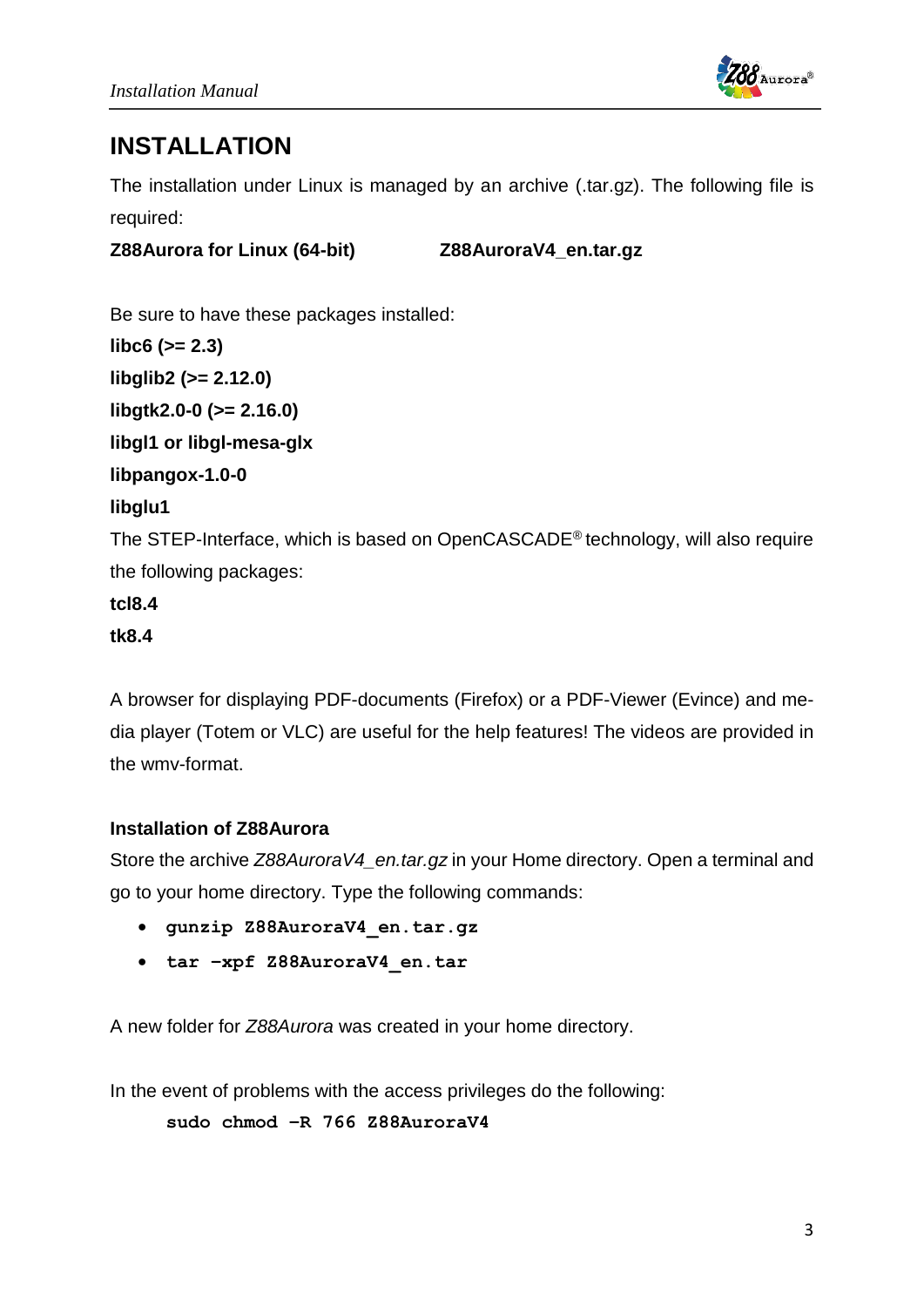# INSTALLATION

The installation under Linux is managed by an archive (.tar.gz). The following file is required:

**Z88Aurora for Linux (64-bit)** **Z88AuroraV4_en.tar.gz**

Be sure to have these packages installed:

**libc6 (>= 2.3)**

**libglib2 (>= 2.12.0)**

**libgtk2.0-0 (>= 2.16.0)**

**libgl1 or libgl-mesa-glx**

**libpangox-1.0-0**

**libglu1**

The STEP-Interface, which is based on OpenCASCADE® technology, will also require the following packages:

**tcl8.4**

**tk8.4**

A browser for displaying PDF-documents (Firefox) or a PDF-Viewer (Evince) and media player (Totem or VLC) are useful for the help features! The videos are provided in the wmv-format.

### Installation of Z88Aurora

Store the archive *Z88AuroraV4_en.tar.gz* in your Home directory. Open a terminal and go to your home directory. Type the following commands:

- **`gunzip Z88AuroraV4_en.tar.gz`**
- **`tar –xpf Z88AuroraV4_en.tar`**

A new folder for *Z88Aurora* was created in your home directory.

In the event of problems with the access privileges do the following:

```
sudo chmod –R 766 Z88AuroraV4
```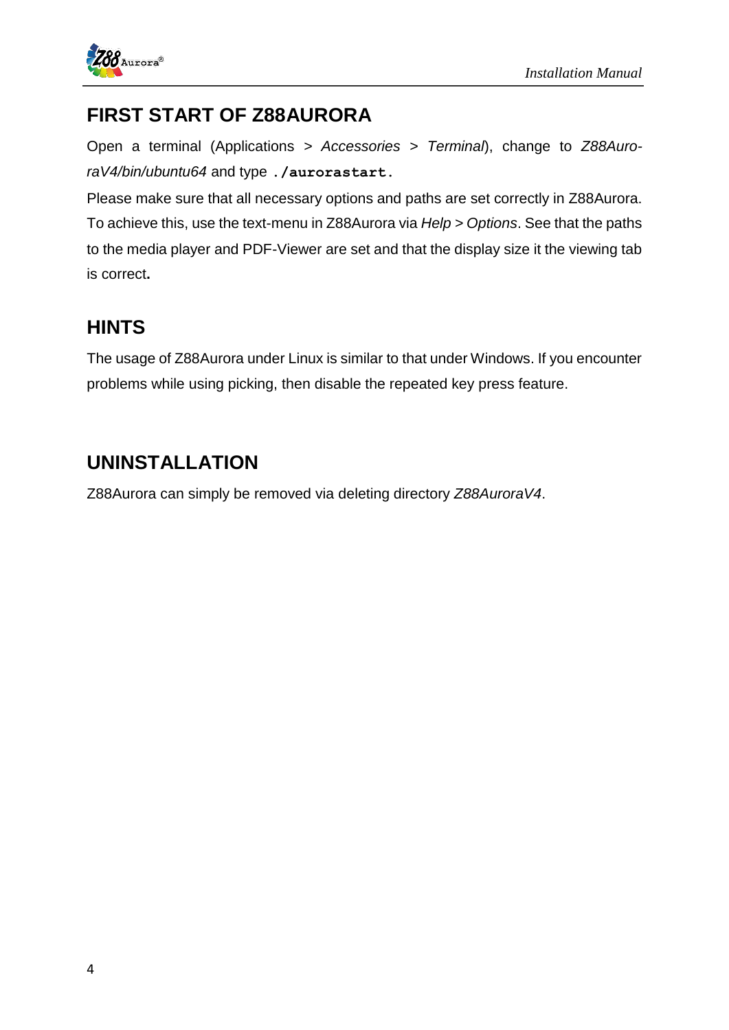## FIRST START OF Z88AURORA

Open a terminal (Applications > *Accessories* > *Terminal*), change to *Z88AuroraV4/bin/ubuntu64* and type **`./aurorastart.`**

Please make sure that all necessary options and paths are set correctly in Z88Aurora. To achieve this, use the text-menu in Z88Aurora via *Help* > *Options*. See that the paths to the media player and PDF-Viewer are set and that the display size it the viewing tab is correct**.**

## HINTS

The usage of Z88Aurora under Linux is similar to that under Windows. If you encounter problems while using picking, then disable the repeated key press feature.

## UNINSTALLATION

Z88Aurora can simply be removed via deleting directory *Z88AuroraV4*.